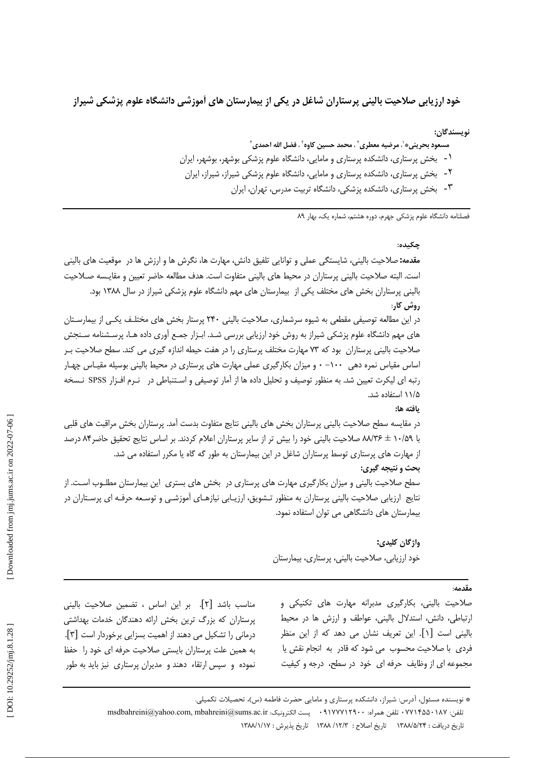# خود ارزیابی صلاحیت بالینی پرستاران شاغل در یکی از بیمارستان های آموزشی دانشگاه علوم پزشکی شیراز

**نویسندگان:**

**مسعود بحرینی*[1]، مرضیه معطری[2]، محمد حسین کاوه[2]، فضل الله احمدی[3]**

1- بخش پرستاری، دانشکده پرستاری و مامایی، دانشگاه علوم پزشکی بوشهر، بوشهر، ایران

2- بخش پرستاری، دانشکده پرستاری و مامایی، دانشگاه علوم پزشکی شیراز، شیراز، ایران

3- بخش پرستاری، دانشکده پزشکی، دانشگاه تربیت مدرس، تهران، ایران

فصلنامه دانشگاه علوم پزشکی جهرم، دوره هشتم، شماره یک، بهار ۸۹

## چکیده:

**مقدمه:** صلاحیت بالینی، شایستگی عملی و توانایی تلفیق دانش، مهارت ها، نگرش ها و ارزش ها در موقعیت های بالینی است. البته صلاحیت بالینی پرستاران در محیط های بالینی متفاوت است. هدف مطالعه حاضر تعیین و مقایسه صلاحیت بالینی پرستاران بخش های مختلف یکی از بیمارستان های مهم دانشگاه علوم پزشکی شیراز در سال ۱۳۸۸ بود.

**روش کار:**

در این مطالعه توصیفی مقطعی به شیوه سرشماری، صلاحیت بالینی ۲۴۰ پرستار بخش های مختلف یکی از بیمارستان های مهم دانشگاه علوم پزشکی شیراز به روش خود ارزیابی بررسی شد. ابزار جمع آوری داده ها، پرسشنامه سنجش صلاحیت بالینی پرستاران بود که ۷۳ مهارت مختلف پرستاری را در هفت حیطه اندازه گیری می کند. سطح صلاحیت بر اساس مقیاس نمره دهی ۱۰۰- ۰ و میزان بکارگیری عملی مهارت های پرستاری در محیط بالینی بوسیله مقیاس چهار رتبه ای لیکرت تعیین شد. به منظور توصیف و تحلیل داده ها از آمار توصیفی و استنباطی در نرم افزار SPSS نسخه ۱۱/۵ استفاده شد.

**یافته ها:**

در مقایسه سطح صلاحیت بالینی پرستاران بخش های بالینی نتایج متفاوت بدست آمد. پرستاران بخش مراقبت های قلبی با ۸۸/۳۶ ± ۱۰/۵۹ صلاحیت بالینی خود را بیش تر از سایر پرستاران اعلام کردند. بر اساس نتایج تحقیق حاضر۸۴ درصد از مهارت های پرستاری توسط پرستاران شاغل در این بیمارستان به طور گه گاه یا مکرر استفاده می شد.

**بحث و نتیجه گیری:**

سطح صلاحیت بالینی و میزان بکارگیری مهارت های پرستاری در بخش های بستری این بیمارستان مطلوب است. از نتایج ارزیابی صلاحیت بالینی پرستاران به منظور تشویق، ارزیابی نیازهای آموزشی و توسعه حرفه ای پرستاران در بیمارستان های دانشگاهی می توان استفاده نمود.

**واژگان کلیدی:**

خود ارزیابی، صلاحیت بالینی، پرستاری، بیمارستان

## مقدمه:

صلاحیت بالینی، بکارگیری مدبرانه مهارت های تکنیکی و ارتباطی، دانش، استدلال بالینی، عواطف و ارزش ها در محیط بالینی است [1]. این تعریف نشان می دهد که از این منظر فردی با صلاحیت محسوب می شود که قادر به انجام نقش یا مجموعه ای از وظایف حرفه ای خود در سطح، درجه و کیفیت مناسب باشد [2]. بر این اساس ، تضمین صلاحیت بالینی پرستاران که بزرگ ترین بخش ارائه دهندگان خدمات بهداشتی درمانی را تشکیل می دهند از اهمیت بسزایی برخوردار است [3]. به همین علت پرستاران بایستی صلاحیت حرفه ای خود را حفظ نموده و سپس ارتقاء دهند و مدیران پرستاری نیز باید به طور

---

* نویسنده مسئول، آدرس: شیراز، دانشکده پرستاری و مامایی حضرت فاطمه (س)، تحصیلات تکمیلی.

تلفن: ۰۷۷۱۴۵۵۰۱۸۷ تلفن همراه: ۰۹۱۷۷۷۱۲۹۰۰ پست الکترونیک: msdbahreini@yahoo.com, mbahreini@sums.ac.ir

تاریخ دریافت : ۱۳۸۸/۵/۲۴ تاریخ اصلاح : ۱۳۸۸/ ۱۲/۳ تاریخ پذیرش : ۱۳۸۸/۱/۱۷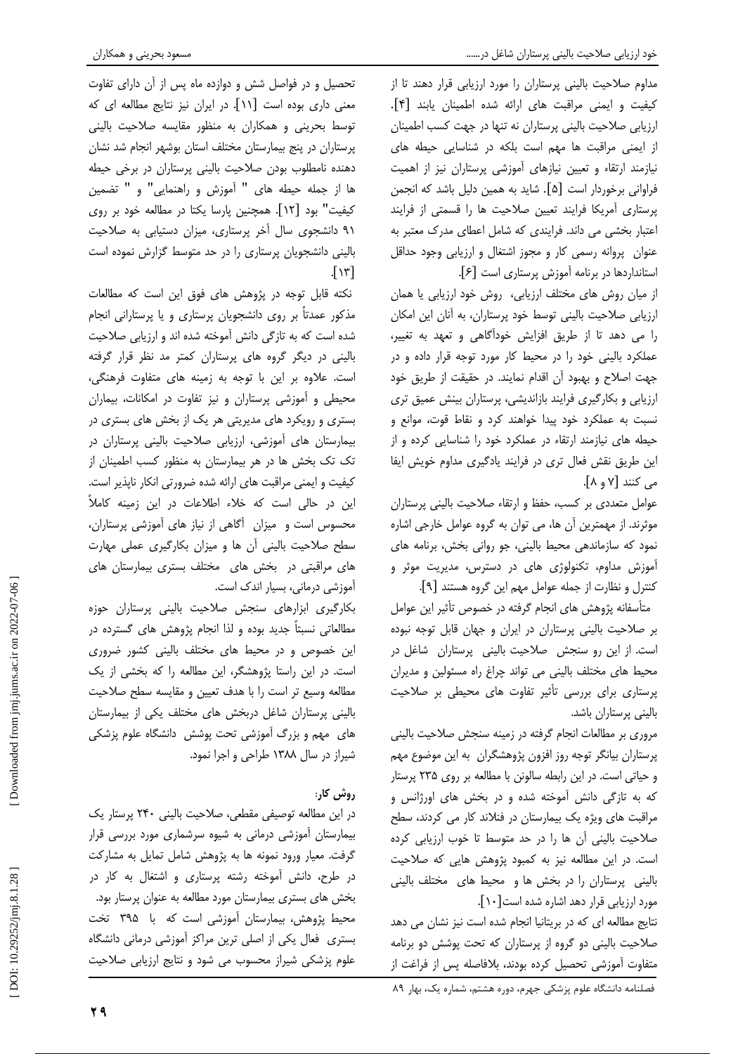مداوم صلاحیت بالینی پرستاران را مورد ارزیابی قرار دهند تا از کیفیت و ایمنی مراقبت های ارائه شده اطمینان یابند [۴]. ارزیابی صلاحیت بالینی پرستاران نه تنها در جهت کسب اطمینان از ایمنی مراقبت ها مهم است بلکه در شناسایی حیطه های نیازمند ارتقاء و تعیین نیازهای آموزشی پرستاران نیز از اهمیت فراوانی برخوردار است [۵]. شاید به همین دلیل باشد که انجمن پرستاری آمریکا فرایند تعیین صلاحیت ها را قسمتی از فرایند اعتبار بخشی می داند. فرایندی که شامل اعطای مدرک معتبر به عنوان پروانه رسمی کار و مجوز اشتغال و ارزیابی وجود حداقل استانداردها در برنامه آموزش پرستاری است [۶].

از میان روش های مختلف ارزیابی، روش خود ارزیابی یا همان ارزیابی صلاحیت بالینی توسط خود پرستاران، به آنان این امکان را می دهد تا از طریق افزایش خودآگاهی و تعهد به تغییر، عملکرد بالینی خود را در محیط کار مورد توجه قرار داده و در جهت اصلاح و بهبود آن اقدام نمایند. در حقیقت از طریق خود ارزیابی و بکارگیری فرایند بازاندیشی، پرستاران بینش عمیق تری نسبت به عملکرد خود پیدا خواهند کرد و نقاط قوت، موانع و حیطه های نیازمند ارتقاء در عملکرد خود را شناسایی کرده و از این طریق نقش فعال تری در فرایند یادگیری مداوم خویش ایفا می کنند [۷ و ۸].

عوامل متعددی بر کسب، حفظ و ارتقاء صلاحیت بالینی پرستاران موثرند. از مهمترین آن ها، می توان به گروه عوامل خارجی اشاره نمود که سازماندهی محیط بالینی، جو روانی بخش، برنامه های آموزش مداوم، تکنولوژی های در دسترس، مدیریت موثر و کنترل و نظارت از جمله عوامل مهم این گروه هستند [۹].

متأسفانه پژوهش های انجام گرفته در خصوص تأثیر این عوامل بر صلاحیت بالینی پرستاران در ایران و جهان قابل توجه نبوده است. از این رو سنجش صلاحیت بالینی پرستاران شاغل در محیط های مختلف بالینی می تواند چراغ راه مسئولین و مدیران پرستاری برای بررسی تأثیر تفاوت های محیطی بر صلاحیت بالینی پرستاران باشد.

مروری بر مطالعات انجام گرفته در زمینه سنجش صلاحیت بالینی پرستاران بیانگر توجه روز افزون پژوهشگران به این موضوع مهم و حیاتی است. در این رابطه سالونن با مطالعه بر روی ۲۳۵ پرستار که به تازگی دانش آموخته شده و در بخش های اورژانس و مراقبت های ویژه یک بیمارستان در فنلاند کار می کردند، سطح صلاحیت بالینی آن ها را در حد متوسط تا خوب ارزیابی کرده است. در این مطالعه نیز به کمبود پژوهش هایی که صلاحیت بالینی پرستاران را در بخش ها و محیط های مختلف بالینی مورد ارزیابی قرار دهد اشاره شده است[۱۰].

نتایج مطالعه ای که در بریتانیا انجام شده است نیز نشان می دهد صلاحیت بالینی دو گروه از پرستاران که تحت پوشش دو برنامه متفاوت آموزشی تحصیل کرده بودند، بلافاصله پس از فراغت از تحصیل و در فواصل شش و دوازده ماه پس از آن دارای تفاوت معنی داری بوده است [۱۱]. در ایران نیز نتایج مطالعه ای که توسط بحرینی و همکاران به منظور مقایسه صلاحیت بالینی پرستاران در پنج بیمارستان مختلف استان بوشهر انجام شد نشان دهنده نامطلوب بودن صلاحیت بالینی پرستاران در برخی حیطه ها از جمله حیطه های " آموزش و راهنمایی" و " تضمین کیفیت" بود [۱۲]. همچنین پارسا یکتا در مطالعه خود بر روی ۹۱ دانشجوی سال آخر پرستاری، میزان دستیابی به صلاحیت بالینی دانشجویان پرستاری را در حد متوسط گزارش نموده است [۱۳].

نکته قابل توجه در پژوهش های فوق این است که مطالعات مذکور عمدتاً بر روی دانشجویان پرستاری و یا پرستارانی انجام شده است که به تازگی دانش آموخته شده اند و ارزیابی صلاحیت بالینی در دیگر گروه های پرستاران کمتر مد نظر قرار گرفته است. علاوه بر این با توجه به زمینه های متفاوت فرهنگی، محیطی و آموزشی پرستاران و نیز تفاوت در امکانات، بیماران بستری و رویکرد های مدیریتی هر یک از بخش های بستری در بیمارستان های آموزشی، ارزیابی صلاحیت بالینی پرستاران در تک تک بخش ها در هر بیمارستان به منظور کسب اطمینان از کیفیت و ایمنی مراقبت های ارائه شده ضرورتی انکار ناپذیر است. این در حالی است که خلاء اطلاعات در این زمینه کاملاً محسوس است و میزان آگاهی از نیاز های آموزشی پرستاران، سطح صلاحیت بالینی آن ها و میزان بکارگیری عملی مهارت های مراقبتی در بخش های مختلف بستری بیمارستان های آموزشی درمانی، بسیار اندک است.

بکارگیری ابزارهای سنجش صلاحیت بالینی پرستاران حوزه مطالعاتی نسبتاً جدید بوده و لذا انجام پژوهش های گسترده در این خصوص و در محیط های مختلف بالینی کشور ضروری است. در این راستا پژوهشگر، این مطالعه را که بخشی از یک مطالعه وسیع تر است را با هدف تعیین و مقایسه سطح صلاحیت بالینی پرستاران شاغل دربخش های مختلف یکی از بیمارستان های مهم و بزرگ آموزشی تحت پوشش دانشگاه علوم پزشکی شیراز در سال ۱۳۸۸ طراحی و اجرا نمود.

## روش کار:

در این مطالعه توصیفی مقطعی، صلاحیت بالینی ۲۴۰ پرستار یک بیمارستان آموزشی درمانی به شیوه سرشماری مورد بررسی قرار گرفت. معیار ورود نمونه ها به پژوهش شامل تمایل به مشارکت در طرح، دانش آموخته رشته پرستاری و اشتغال به کار در بخش های بستری بیمارستان مورد مطالعه به عنوان پرستار بود.

محیط پژوهش، بیمارستان آموزشی است که با ۳۹۵ تخت بستری فعال یکی از اصلی ترین مراکز آموزشی درمانی دانشگاه علوم پزشکی شیراز محسوب می شود و نتایج ارزیابی صلاحیت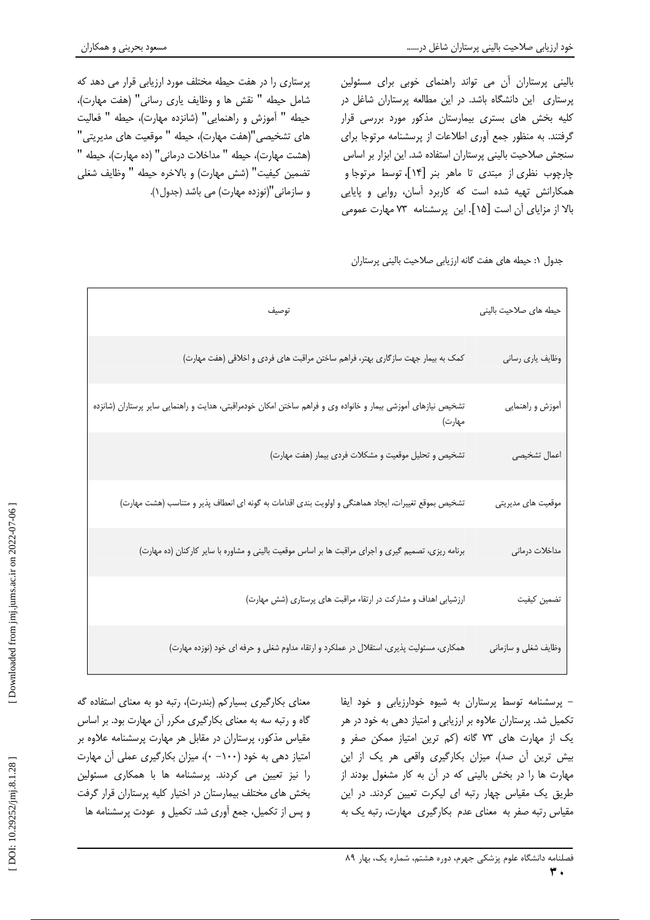بالینی پرستاران آن می تواند راهنمای خوبی برای مسئولین پرستاری این دانشگاه باشد. در این مطالعه پرستاران شاغل در کلیه بخش های بستری بیمارستان مذکور مورد بررسی قرار گرفتند. به منظور جمع آوری اطلاعات از پرسشنامه مرتوجا برای سنجش صلاحیت بالینی پرستاران استفاده شد. این ابزار بر اساس چارچوب نظری از مبتدی تا ماهر بنر [۱۴]، توسط مرتوجا و همکارانش تهیه شده است که کاربرد آسان، روایی و پایایی بالا از مزایای آن است [۱۵]. این پرسشنامه ۷۳ مهارت عمومی پرستاری را در هفت حیطه مختلف مورد ارزیابی قرار می دهد که شامل حیطه " نقش ها و وظایف یاری رسانی" (هفت مهارت)، حیطه " آموزش و راهنمایی" (شانزده مهارت)، حیطه " فعالیت های تشخیصی"(هفت مهارت)، حیطه " موقعیت های مدیریتی" (هشت مهارت)، حیطه " مداخلات درمانی" (ده مهارت)، حیطه " تضمین کیفیت" (شش مهارت) و بالاخره حیطه " وظایف شغلی و سازمانی"(نوزده مهارت) می باشد (جدول۱).

جدول ۱: حیطه های هفت گانه ارزیابی صلاحیت بالینی پرستاران

| حیطه های صلاحیت بالینی | توصیف |
|---|---|
| وظایف یاری رسانی | کمک به بیمار جهت سازگاری بهتر، فراهم ساختن مراقبت های فردی و اخلاقی (هفت مهارت) |
| آموزش و راهنمایی | تشخیص نیازهای آموزشی بیمار و خانواده وی و فراهم ساختن امکان خودمراقبتی، هدایت و راهنمایی سایر پرستاران (شانزده مهارت) |
| اعمال تشخیصی | تشخیص و تحلیل موقعیت و مشکلات فردی بیمار (هفت مهارت) |
| موقعیت های مدیریتی | تشخیص بموقع تغییرات، ایجاد هماهنگی و اولویت بندی اقدامات به گونه ای انعطاف پذیر و متناسب (هشت مهارت) |
| مداخلات درمانی | برنامه ریزی، تصمیم گیری و اجرای مراقبت ها بر اساس موقعیت بالینی و مشاوره با سایر کارکنان (ده مهارت) |
| تضمین کیفیت | ارزشیابی اهداف و مشارکت در ارتقاء مراقبت های پرستاری (شش مهارت) |
| وظایف شغلی و سازمانی | همکاری، مسئولیت پذیری، استقلال در عملکرد و ارتقاء مداوم شغلی و حرفه ای خود (نوزده مهارت) |

– پرسشنامه توسط پرستاران به شیوه خودارزیابی و خود ایفا تکمیل شد. پرستاران علاوه بر ارزیابی و امتیاز دهی به خود در هر یک از مهارت های ۷۳ گانه (کم ترین امتیاز ممکن صفر و بیش ترین آن صد)، میزان بکارگیری واقعی هر یک از این مهارت ها را در بخش بالینی که در آن به کار مشغول بودند از طریق یک مقیاس چهار رتبه ای لیکرت تعیین کردند. در این مقیاس رتبه صفر به معنای عدم بکارگیری مهارت، رتبه یک به معنای بکارگیری بسیارکم (بندرت)، رتبه دو به معنای استفاده گه گاه و رتبه سه به معنای بکارگیری مکرر آن مهارت بود. بر اساس مقیاس مذکور، پرستاران در مقابل هر مهارت پرسشنامه علاوه بر امتیاز دهی به خود (۱۰۰– ۰)، میزان بکارگیری عملی آن مهارت را نیز تعیین می کردند. پرسشنامه ها با همکاری مسئولین بخش های مختلف بیمارستان در اختیار کلیه پرستاران قرار گرفت و پس از تکمیل، جمع آوری شد. تکمیل و عودت پرسشنامه ها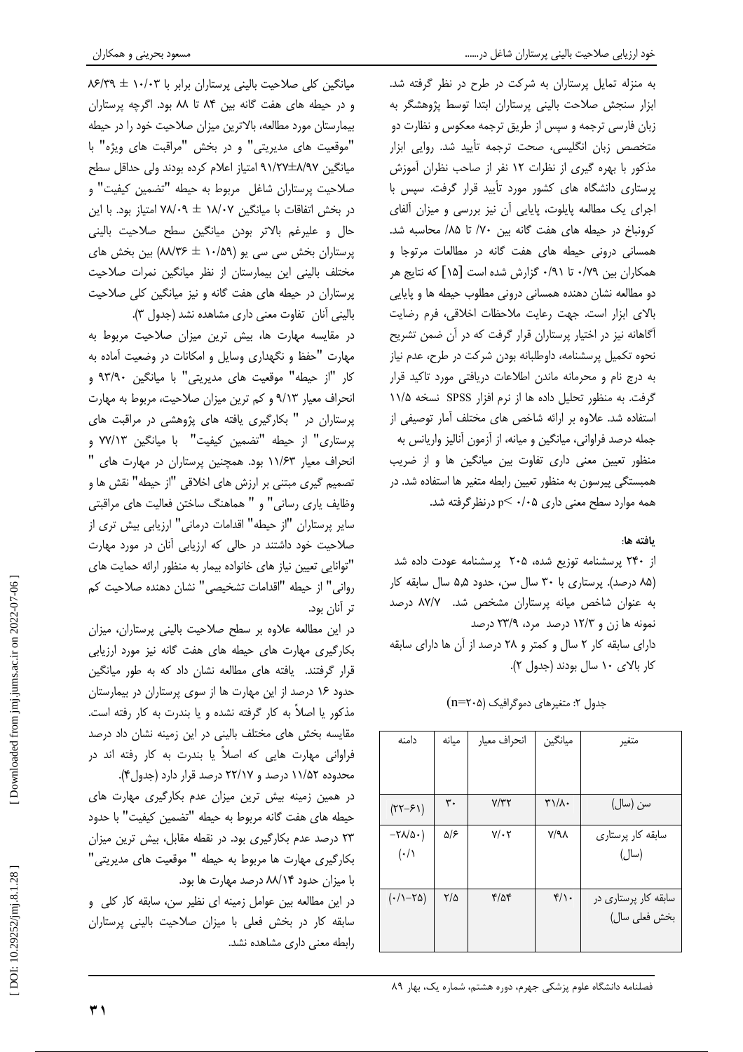به منزله تمایل پرستاران به شرکت در طرح در نظر گرفته شد. ابزار سنجش صلاحت بالینی پرستاران ابتدا توسط پژوهشگر به زبان فارسی ترجمه و سپس از طریق ترجمه معکوس و نظارت دو متخصص زبان انگلیسی، صحت ترجمه تأیید شد. روایی ابزار مذکور با بهره گیری از نظرات ۱۲ نفر از صاحب نظران آموزش پرستاری دانشگاه های کشور مورد تأیید قرار گرفت. سپس با اجرای یک مطالعه پایلوت، پایایی آن نیز بررسی و میزان آلفای کرونباخ در حیطه های هفت گانه بین ۷۰/ تا ۸۵/ محاسبه شد. همسانی درونی حیطه های هفت گانه در مطالعات مرتوجا و همکاران بین ۰/۷۹ تا ۰/۹۱ گزارش شده است [۱۵] که نتایج هر دو مطالعه نشان دهنده همسانی درونی مطلوب حیطه ها و پایایی بالای ابزار است. جهت رعایت ملاحظات اخلاقی، فرم رضایت آگاهانه نیز در اختیار پرستاران قرار گرفت که در آن ضمن تشریح نحوه تکمیل پرسشنامه، داوطلبانه بودن شرکت در طرح، عدم نیاز به درج نام و محرمانه ماندن اطلاعات دریافتی مورد تاکید قرار گرفت. به منظور تحلیل داده ها از نرم افزار SPSS نسخه ۱۱/۵ استفاده شد. علاوه بر ارائه شاخص های مختلف آمار توصیفی از جمله درصد فراوانی، میانگین و میانه، از آزمون آنالیز واریانس به منظور تعیین معنی داری تفاوت بین میانگین ها و از ضریب همبستگی پیرسون به منظور تعیین رابطه متغیر ها استفاده شد. در همه موارد سطح معنی داری $p<0.05$ درنظرگرفته شد.

**یافته ها:**

از ۲۴۰ پرسشنامه توزیع شده، ۲۰۵ پرسشنامه عودت داده شد (۸۵ درصد). پرستاری با ۳۰ سال سن، حدود ۵،۵ سال سابقه کار به عنوان شاخص میانه پرستاران مشخص شد. ۸۷/۷ درصد نمونه ها زن و ۱۲/۳ درصد مرد، ۲۳/۹ درصد دارای سابقه کار ۲ سال و کمتر و ۲۸ درصد از آن ها دارای سابقه کار بالای ۱۰ سال بودند (جدول ۲).

جدول ۲: متغیرهای دموگرافیک (n=۲۰۵)

| متغیر | میانگین | انحراف معیار | میانه | دامنه |
|---|---|---|---|---|
| سن (سال) | ۳۱/۸۰ | ۷/۳۲ | ۳۰ | (۶۱-۲۲) |
| سابقه کار پرستاری (سال) | ۷/۹۸ | ۷/۰۲ | ۵/۶ | (۰/۱-۲۸/۵) |
| سابقه کار پرستاری در بخش فعلی سال) | ۴/۱۰ | ۴/۵۴ | ۲/۵ | (۰/۱-۲۵) |

میانگین کلی صلاحیت بالینی پرستاران برابر با ۱۰/۰۳ ± ۸۶/۳۹ و در حیطه های هفت گانه بین ۸۴ تا ۸۸ بود. اگرچه پرستاران بیمارستان مورد مطالعه، بالاترین میزان صلاحیت خود را در حیطه "موقعیت های مدیریتی" و در بخش "مراقبت های ویژه" با میانگین ۸/۹۷±۹۱/۲۷ امتیاز اعلام کرده بودند ولی حداقل سطح صلاحیت پرستاران شاغل مربوط به حیطه "تضمین کیفیت" و در بخش اتفاقات با میانگین ۱۸/۰۷ ± ۷۸/۰۹ امتیاز بود. با این حال و علیرغم بالاتر بودن میانگین سطح صلاحیت بالینی پرستاران بخش سی سی یو (۱۰/۵۹ ± ۸۸/۳۶) بین بخش های مختلف بالینی این بیمارستان از نظر میانگین نمرات صلاحیت پرستاران در حیطه های هفت گانه و نیز میانگین کلی صلاحیت بالینی آنان تفاوت معنی داری مشاهده نشد (جدول ۳).

در مقایسه مهارت ها، بیش ترین میزان صلاحیت مربوط به مهارت "حفظ و نگهداری وسایل و امکانات در وضعیت آماده به کار "از حیطه" موقعیت های مدیریتی" با میانگین ۹۳/۹۰ و انحراف معیار ۹/۱۳ و کم ترین میزان صلاحیت، مربوط به مهارت پرستاران در " بکارگیری یافته های پژوهشی در مراقبت های پرستاری" از حیطه "تضمین کیفیت" با میانگین ۷۷/۱۳ و انحراف معیار ۱۱/۶۳ بود. همچنین پرستاران در مهارت های " تصمیم گیری مبتنی بر ارزش های اخلاقی "از حیطه" نقش ها و وظایف یاری رسانی" و " هماهنگ ساختن فعالیت های مراقبتی سایر پرستاران "از حیطه" اقدامات درمانی" ارزیابی بیش تری از صلاحیت خود داشتند در حالی که ارزیابی آنان در مورد مهارت "توانایی تعیین نیاز های خانواده بیمار به منظور ارائه حمایت های روانی" از حیطه "اقدامات تشخیصی" نشان دهنده صلاحیت کم تر آنان بود.

در این مطالعه علاوه بر سطح صلاحیت بالینی پرستاران، میزان بکارگیری مهارت های حیطه های هفت گانه نیز مورد ارزیابی قرار گرفتند. یافته های مطالعه نشان داد که به طور میانگین حدود ۱۶ درصد از این مهارت ها از سوی پرستاران در بیمارستان مذکور یا اصلاً به کار گرفته نشده و یا بندرت به کار رفته است. مقایسه بخش های مختلف بالینی در این زمینه نشان داد درصد فراوانی مهارت هایی که اصلاً یا بندرت به کار رفته اند در محدوده ۱۱/۵۲ درصد و ۲۲/۱۷ درصد قرار دارد (جدول۴).

در همین زمینه بیش ترین میزان عدم بکارگیری مهارت های حیطه های هفت گانه مربوط به حیطه "تضمین کیفیت" با حدود ۲۳ درصد عدم بکارگیری بود. در نقطه مقابل، بیش ترین میزان بکارگیری مهارت ها مربوط به حیطه " موقعیت های مدیریتی" با میزان حدود ۸۸/۱۴ درصد مهارت ها بود.

در این مطالعه بین عوامل زمینه ای نظیر سن، سابقه کار کلی و سابقه کار در بخش فعلی با میزان صلاحیت بالینی پرستاران رابطه معنی داری مشاهده نشد.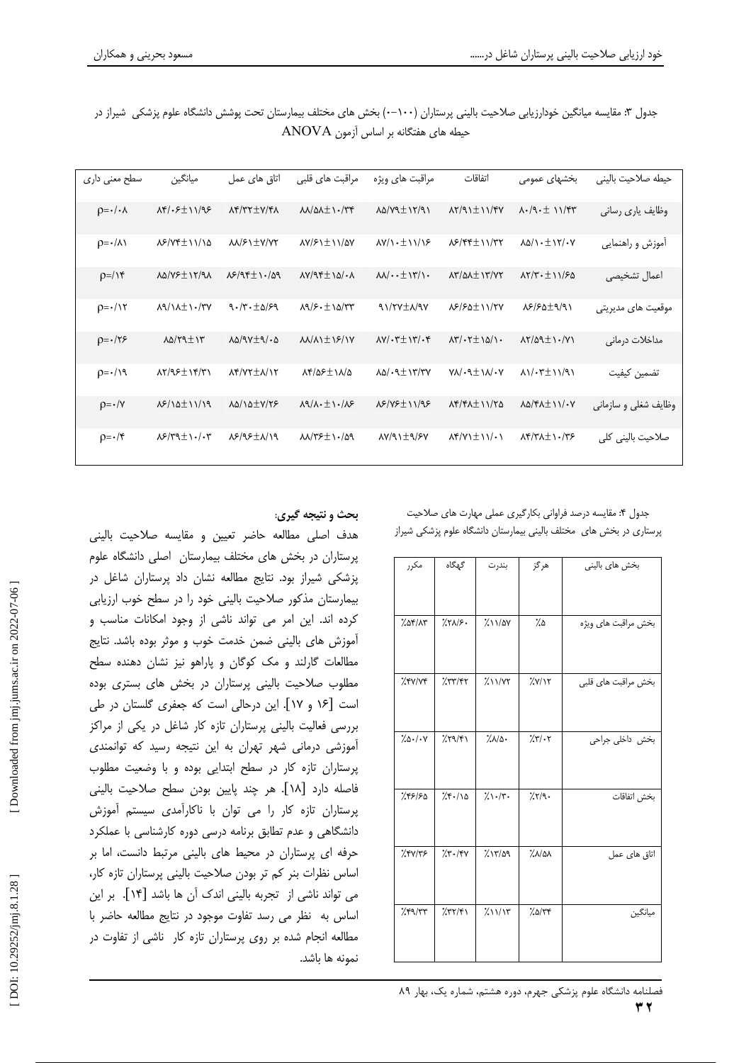جدول ۳: مقایسه میانگین خودارزیابی صلاحیت بالینی پرستاران (۱۰۰-۰) بخش های مختلف بیمارستان تحت پوشش دانشگاه علوم پزشکی شیراز در حیطه های هفتگانه بر اساس آزمون ANOVA

| حیطه صلاحیت بالینی | بخشهای عمومی | اتفاقات | مراقبت های ویژه | مراقبت های قلبی | اتاق های عمل | میانگین | سطح معنی داری |
|---|---|---|---|---|---|---|---|
| وظایف یاری رسانی | ۸۰/۹۰± ۱۱/۴۳ | ۸۲/۹۱±۱۱/۴۷ | ۸۵/۷۹±۱۲/۹۱ | ۸۸/۵۸±۱۰/۳۴ | ۸۴/۳۲±۷/۴۸ | ۸۴/۰۶±۱۱/۹۶ | ρ=۰/۰۸ |
| آموزش و راهنمایی | ۸۵/۱۰±۱۲/۰۷ | ۸۶/۴۴±۱۱/۳۲ | ۸۷/۱۰±۱۱/۱۶ | ۸۷/۶۱±۱۱/۵۷ | ۸۸/۶۱±۷/۷۲ | ۸۶/۷۴±۱۱/۱۵ | ρ=۰/۸۱ |
| اعمال تشخیصی | ۸۲/۳۰±۱۱/۶۵ | ۸۳/۵۸±۱۳/۷۲ | ۸۸/۰۰±۱۳/۱۰ | ۸۷/۹۴±۱۵/۰۸ | ۸۶/۹۴±۱۰/۵۹ | ۸۵/۷۶±۱۲/۹۸ | ρ=/۱۴ |
| موقعیت های مدیریتی | ۸۶/۶۵±۹/۹۱ | ۸۶/۶۵±۱۱/۲۷ | ۹۱/۲۷±۸/۹۷ | ۸۹/۶۰±۱۵/۳۳ | ۹۰/۳۰±۵/۶۹ | ۸۹/۱۸±۱۰/۳۷ | ρ=۰/۱۲ |
| مداخلات درمانی | ۸۲/۵۹±۱۰/۷۱ | ۸۳/۰۲±۱۵/۱۰ | ۸۷/۰۳±۱۳/۰۴ | ۸۸/۸۱±۱۶/۱۷ | ۸۵/۹۷±۹/۰۵ | ۸۵/۲۹±۱۳ | ρ=۰/۲۶ |
| تضمین کیفیت | ۸۱/۰۳±۱۱/۹۱ | ۷۸/۰۹±۱۸/۰۷ | ۸۵/۰۹±۱۳/۳۷ | ۸۴/۵۶±۱۸/۵ | ۸۴/۷۲±۸/۱۲ | ۸۲/۹۶±۱۴/۳۱ | ρ=۰/۱۹ |
| وظایف شغلی و سازمانی | ۸۵/۴۸±۱۱/۰۷ | ۸۴/۴۸±۱۱/۲۵ | ۸۶/۷۶±۱۱/۹۶ | ۸۹/۸۰±۱۰/۸۶ | ۸۵/۱۵±۷/۲۶ | ۸۶/۱۵±۱۱/۱۹ | ρ=۰/۷ |
| صلاحیت بالینی کلی | ۸۴/۳۸±۱۰/۳۶ | ۸۴/۷۱±۱۱/۰۱ | ۸۷/۹۱±۹/۶۷ | ۸۸/۳۶±۱۰/۵۹ | ۸۶/۹۶±۸/۱۹ | ۸۶/۳۹±۱۰/۰۳ | ρ=۰/۴ |

جدول ۴: مقایسه درصد فراوانی بکارگیری عملی مهارت های صلاحیت پرستاری در بخش های مختلف بالینی بیمارستان دانشگاه علوم پزشکی شیراز

| بخش های بالینی | هرگز | بندرت | گهگاه | مکرر |
|---|---|---|---|---|
| بخش مراقبت های ویژه | ٪۵ | ٪۱۱/۵۷ | ٪۲۸/۶۰ | ٪۵۴/۸۳ |
| بخش مراقبت های قلبی | ٪۷/۱۲ | ٪۱۱/۷۲ | ٪۳۳/۴۲ | ٪۴۷/۷۴ |
| بخش داخلی جراحی | ٪۳/۰۲ | ٪۸/۵۰ | ٪۲۹/۴۱ | ٪۵۰/۰۷ |
| بخش اتفاقات | ٪۲/۹۰ | ٪۱۰/۳۰ | ٪۴۰/۱۵ | ٪۴۶/۶۵ |
| اتاق های عمل | ٪۸/۵۸ | ٪۱۳/۵۹ | ٪۳۰/۴۷ | ٪۴۷/۳۶ |
| میانگین | ٪۵/۳۴ | ٪۱۱/۱۳ | ٪۳۲/۴۱ | ٪۴۹/۳۳ |

**بحث و نتیجه گیری:**

هدف اصلی مطالعه حاضر تعیین و مقایسه صلاحیت بالینی پرستاران در بخش های مختلف بیمارستان اصلی دانشگاه علوم پزشکی شیراز بود. نتایج مطالعه نشان داد پرستاران شاغل در بیمارستان مذکور صلاحیت بالینی خود را در سطح خوب ارزیابی کرده اند. این امر می تواند ناشی از وجود امکانات مناسب و آموزش های بالینی ضمن خدمت خوب و موثر بوده باشد. نتایج مطالعات گارلند و مک کوگان و پاراهو نیز نشان دهنده سطح مطلوب صلاحیت بالینی پرستاران در بخش های بستری بوده است [۱۶ و ۱۷]. این درحالی است که جعفری گلستان در طی بررسی فعالیت بالینی پرستاران تازه کار شاغل در یکی از مراکز آموزشی درمانی شهر تهران به این نتیجه رسید که توانمندی پرستاران تازه کار در سطح ابتدایی بوده و با وضعیت مطلوب فاصله دارد [۱۸]. هر چند پایین بودن سطح صلاحیت بالینی پرستاران تازه کار را می توان با ناکارآمدی سیستم آموزش دانشگاهی و عدم تطابق برنامه درسی دوره کارشناسی با عملکرد حرفه ای پرستاران در محیط های بالینی مرتبط دانست، اما بر اساس نظرات بنر کم تر بودن صلاحیت بالینی پرستاران تازه کار، می تواند ناشی از تجربه بالینی اندک آن ها باشد [۱۴]. بر این اساس به نظر می رسد تفاوت موجود در نتایج مطالعه حاضر با مطالعه انجام شده بر روی پرستاران تازه کار ناشی از تفاوت در نمونه ها باشد.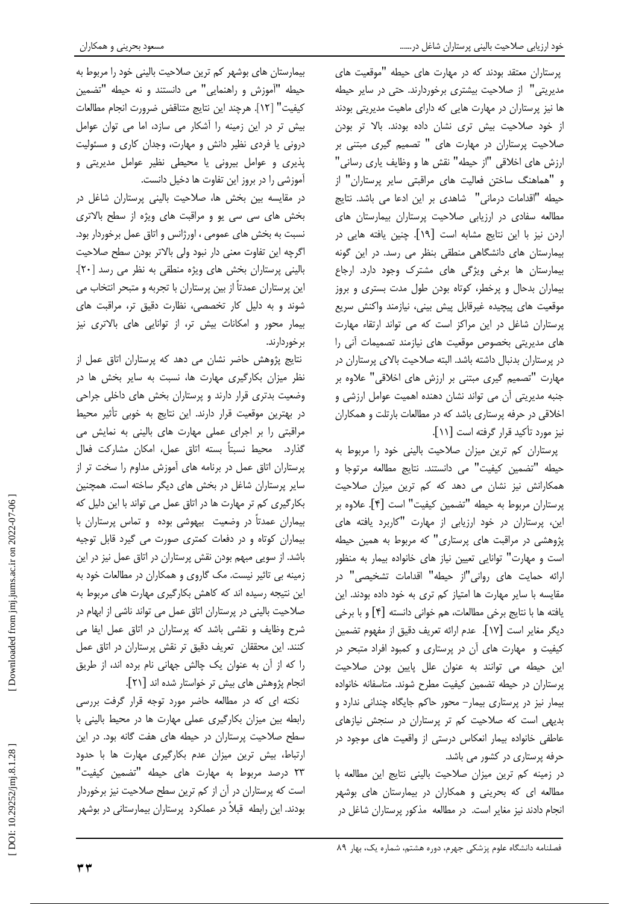پرستاران معتقد بودند که در مهارت های حیطه "موقعیت های مدیریتی" از صلاحیت بیشتری برخوردارند. حتی در سایر حیطه ها نیز پرستاران در مهارت هایی که دارای ماهیت مدیریتی بودند از خود صلاحیت بیش تری نشان داده بودند. بالا تر بودن صلاحیت پرستاران در مهارت های " تصمیم گیری مبتنی بر ارزش های اخلاقی "از حیطه" نقش ها و وظایف یاری رسانی" و "هماهنگ ساختن فعالیت های مراقبتی سایر پرستاران" از حیطه "اقدامات درمانی" شاهدی بر این ادعا می باشد. نتایج مطالعه سفادی در ارزیابی صلاحیت پرستاران بیمارستان های اردن نیز با این نتایج مشابه است [۱۹]. چنین یافته هایی در بیمارستان های دانشگاهی منطقی بنظر می رسد. در این گونه بیمارستان ها برخی ویژگی های مشترک وجود دارد. ارجاع بیماران بدحال و پرخطر، کوتاه بودن طول مدت بستری و بروز موقعیت های پیچیده غیرقابل پیش بینی، نیازمند واکنش سریع پرستاران شاغل در این مراکز است که می تواند ارتقاء مهارت های مدیریتی بخصوص موقعیت های نیازمند تصمیمات آنی را در پرستاران بدنبال داشته باشد. البته صلاحیت بالای پرستاران در مهارت "تصمیم گیری مبتنی بر ارزش های اخلاقی" علاوه بر جنبه مدیریتی آن می تواند نشان دهنده اهمیت عوامل ارزشی و اخلاقی در حرفه پرستاری باشد که در مطالعات بارتلت و همکاران نیز مورد تأکید قرار گرفته است [۱۱].

پرستاران کم ترین میزان صلاحیت بالینی خود را مربوط به حیطه "تضمین کیفیت" می دانستند. نتایج مطالعه مرتوجا و همکارانش نیز نشان می دهد که کم ترین میزان صلاحیت پرستاران مربوط به حیطه "تضمین کیفیت" است [۴]. علاوه بر این، پرستاران در خود ارزیابی از مهارت "کاربرد یافته های پژوهشی در مراقبت های پرستاری" که مربوط به همین حیطه است و مهارت" توانایی تعیین نیاز های خانواده بیمار به منظور ارائه حمایت های روانی"از حیطه" اقدامات تشخیصی" در مقایسه با سایر مهارت ها امتیاز کم تری به خود داده بودند. این یافته ها با نتایج برخی مطالعات، هم خوانی دانسته [۴] و با برخی دیگر مغایر است [۱۷]. عدم ارائه تعریف دقیق از مفهوم تضمین کیفیت و مهارت های آن در پرستاری و کمبود افراد متبحر در این حیطه می توانند به عنوان علل پایین بودن صلاحیت پرستاران در حیطه تضمین کیفیت مطرح شوند. متاسفانه خانواده بیمار نیز در پرستاری بیمار- محور حاکم جایگاه چندانی ندارد و بدیهی است که صلاحیت کم تر پرستاران در سنجش نیازهای عاطفی خانواده بیمار انعکاس درستی از واقعیت های موجود در حرفه پرستاری در کشور می باشد.

در زمینه کم ترین میزان صلاحیت بالینی نتایج این مطالعه با مطالعه ای که بحرینی و همکاران در بیمارستان های بوشهر انجام دادند نیز مغایر است. در مطالعه مذکور پرستاران شاغل در بیمارستان های بوشهر کم ترین صلاحیت بالینی خود را مربوط به حیطه "آموزش و راهنمایی" می دانستند و نه حیطه "تضمین کیفیت" [۱۲]. هرچند این نتایج متناقض ضرورت انجام مطالعات بیش تر در این زمینه را آشکار می سازد، اما می توان عوامل درونی یا فردی نظیر دانش و مهارت، وجدان کاری و مسئولیت پذیری و عوامل بیرونی یا محیطی نظیر عوامل مدیریتی و آموزشی را در بروز این تفاوت ها دخیل دانست.

در مقایسه بین بخش ها، صلاحیت بالینی پرستاران شاغل در بخش های سی سی یو و مراقبت های ویژه از سطح بالاتری نسبت به بخش های عمومی ، اورژانس و اتاق عمل برخوردار بود. اگرچه این تفاوت معنی دار نبود ولی بالاتر بودن سطح صلاحیت بالینی پرستاران بخش های ویژه منطقی به نظر می رسد [۲۰]. این پرستاران عمدتاً از بین پرستاران با تجربه و متبحر انتخاب می شوند و به دلیل کار تخصصی، نظارت دقیق تر، مراقبت های بیمار محور و امکانات بیش تر، از توانایی های بالاتری نیز برخوردارند.

نتایج پژوهش حاضر نشان می دهد که پرستاران اتاق عمل از نظر میزان بکارگیری مهارت ها، نسبت به سایر بخش ها در وضعیت بدتری قرار دارند و پرستاران بخش های داخلی جراحی در بهترین موقعیت قرار دارند. این نتایج به خوبی تأثیر محیط مراقبتی را بر اجرای عملی مهارت های بالینی به نمایش می گذارد. محیط نسبتاً بسته اتاق عمل، امکان مشارکت فعال پرستاران اتاق عمل در برنامه های آموزش مداوم را سخت تر از سایر پرستاران شاغل در بخش های دیگر ساخته است. همچنین بکارگیری کم تر مهارت ها در اتاق عمل می تواند با این دلیل که بیماران عمدتاً در وضعیت بیهوشی بوده و تماس پرستاران با بیماران کوتاه و در دفعات کمتری صورت می گیرد قابل توجیه باشد. از سویی مبهم بودن نقش پرستاران در اتاق عمل نیز در این زمینه بی تاثیر نیست. مک گاروی و همکاران در مطالعات خود به این نتیجه رسیده اند که کاهش بکارگیری مهارت های مربوط به صلاحیت بالینی در پرستاران اتاق عمل می تواند ناشی از ابهام در شرح وظایف و نقشی باشد که پرستاران در اتاق عمل ایفا می کنند. این محققان تعریف دقیق تر نقش پرستاران در اتاق عمل را که از آن به عنوان یک چالش جهانی نام برده اند، از طریق انجام پژوهش های بیش تر خواستار شده اند [۲۱].

نکته ای که در مطالعه حاضر مورد توجه قرار گرفت بررسی رابطه بین میزان بکارگیری عملی مهارت ها در محیط بالینی با سطح صلاحیت پرستاران در حیطه های هفت گانه بود. در این ارتباط، بیش ترین میزان عدم بکارگیری مهارت ها با حدود ۲۳ درصد مربوط به مهارت های حیطه "تضمین کیفیت" است که پرستاران در آن از کم ترین سطح صلاحیت نیز برخوردار بودند. این رابطه قبلاً در عملکرد پرستاران بیمارستانی در بوشهر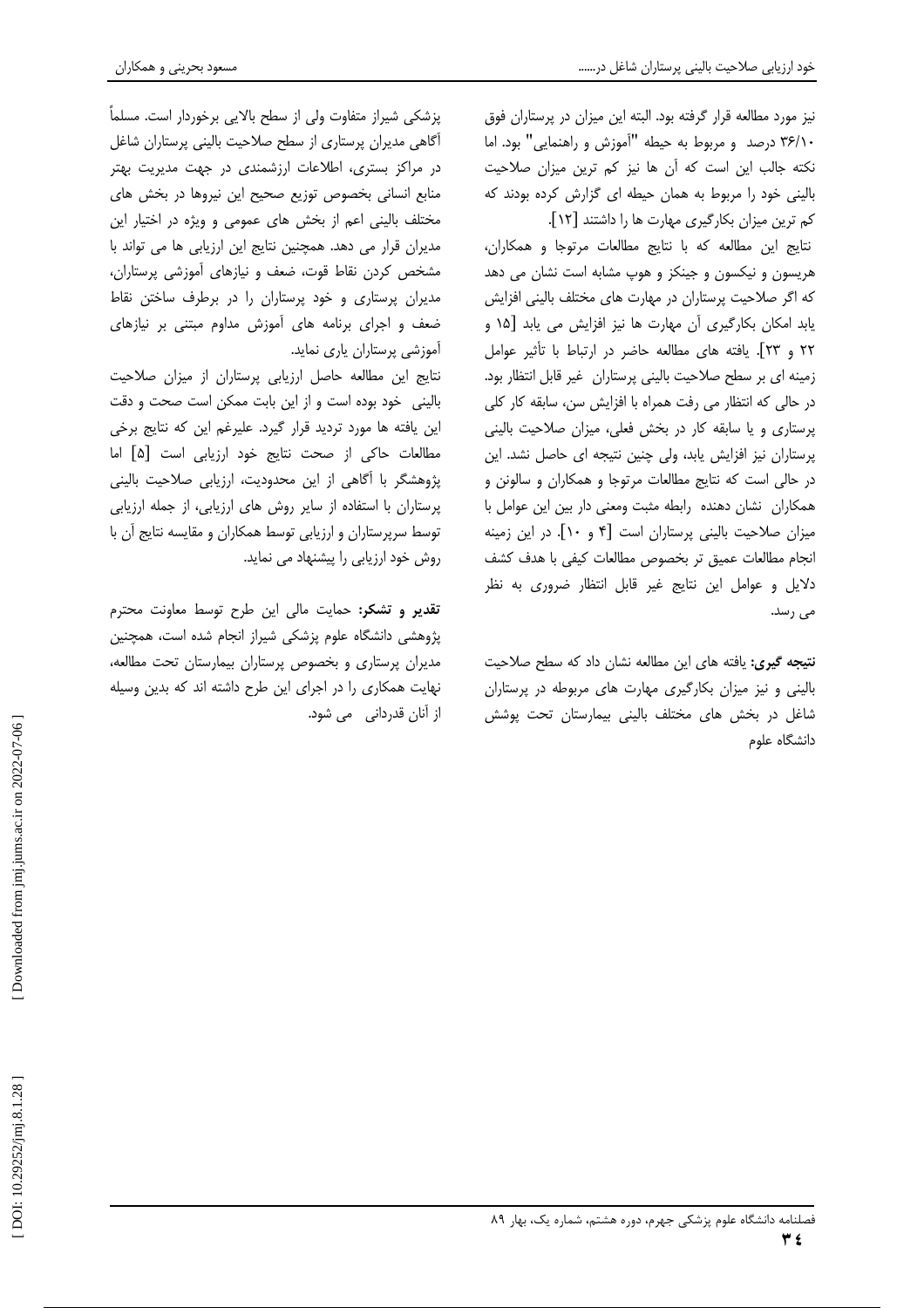نیز مورد مطالعه قرار گرفته بود. البته این میزان در پرستاران فوق ۳۶/۱۰ درصد و مربوط به حیطه "آموزش و راهنمایی" بود. اما نکته جالب این است که آن ها نیز کم ترین میزان صلاحیت بالینی خود را مربوط به همان حیطه ای گزارش کرده بودند که کم ترین میزان بکارگیری مهارت ها را داشتند [۱۲].

نتایج این مطالعه که با نتایج مطالعات مرتوجا و همکاران، هریسون و نیکسون و جینکز و هوپ مشابه است نشان می دهد که اگر صلاحیت پرستاران در مهارت های مختلف بالینی افزایش یابد امکان بکارگیری آن مهارت ها نیز افزایش می یابد [۱۵ و ۲۲ و ۲۳]. یافته های مطالعه حاضر در ارتباط با تأثیر عوامل زمینه ای بر سطح صلاحیت بالینی پرستاران غیر قابل انتظار بود. در حالی که انتظار می رفت همراه با افزایش سن، سابقه کار کلی پرستاری و یا سابقه کار در بخش فعلی، میزان صلاحیت بالینی پرستاران نیز افزایش یابد، ولی چنین نتیجه ای حاصل نشد. این در حالی است که نتایج مطالعات مرتوجا و همکاران و سالونن و همکاران نشان دهنده رابطه مثبت ومعنی دار بین این عوامل با میزان صلاحیت بالینی پرستاران است [۴ و ۱۰]. در این زمینه انجام مطالعات عمیق تر بخصوص مطالعات کیفی با هدف کشف دلایل و عوامل این نتایج غیر قابل انتظار ضروری به نظر می رسد.

**نتیجه گیری:** یافته های این مطالعه نشان داد که سطح صلاحیت بالینی و نیز میزان بکارگیری مهارت های مربوطه در پرستاران شاغل در بخش های مختلف بالینی بیمارستان تحت پوشش دانشگاه علوم پزشکی شیراز متفاوت ولی از سطح بالایی برخوردار است. مسلماً آگاهی مدیران پرستاری از سطح صلاحیت بالینی پرستاران شاغل در مراکز بستری، اطلاعات ارزشمندی در جهت مدیریت بهتر منابع انسانی بخصوص توزیع صحیح این نیروها در بخش های مختلف بالینی اعم از بخش های عمومی و ویژه در اختیار این مدیران قرار می دهد. همچنین نتایج این ارزیابی ها می تواند با مشخص کردن نقاط قوت، ضعف و نیازهای آموزشی پرستاران، مدیران پرستاری و خود پرستاران را در برطرف ساختن نقاط ضعف و اجرای برنامه های آموزش مداوم مبتنی بر نیازهای آموزشی پرستاران یاری نماید.

نتایج این مطالعه حاصل ارزیابی پرستاران از میزان صلاحیت بالینی خود بوده است و از این بابت ممکن است صحت و دقت این یافته ها مورد تردید قرار گیرد. علیرغم این که نتایج برخی مطالعات حاکی از صحت نتایج خود ارزیابی است [۵] اما پژوهشگر با آگاهی از این محدودیت، ارزیابی صلاحیت بالینی پرستاران با استفاده از سایر روش های ارزیابی، از جمله ارزیابی توسط سرپرستاران و ارزیابی توسط همکاران و مقایسه نتایج آن با روش خود ارزیابی را پیشنهاد می نماید.

**تقدیر و تشکر:** حمایت مالی این طرح توسط معاونت محترم پژوهشی دانشگاه علوم پزشکی شیراز انجام شده است، همچنین مدیران پرستاری و بخصوص پرستاران بیمارستان تحت مطالعه، نهایت همکاری را در اجرای این طرح داشته اند که بدین وسیله از آنان قدردانی می شود.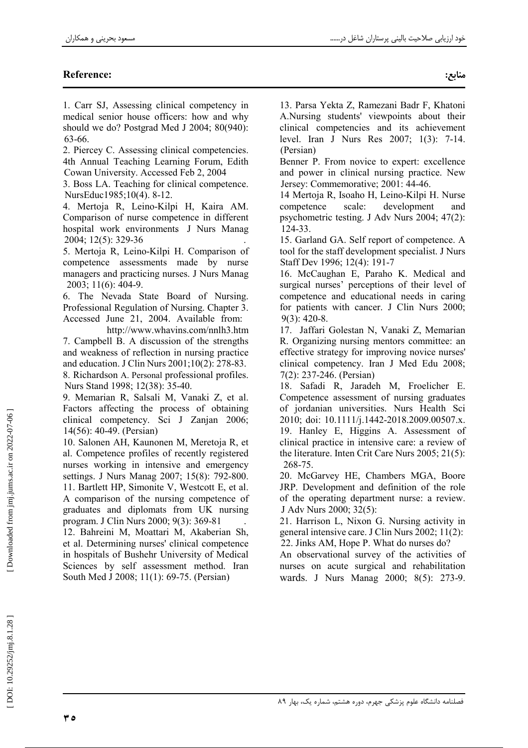## Reference:

## منابع:

1. Carr SJ, Assessing clinical competency in medical senior house officers: how and why should we do? Postgrad Med J 2004; 80(940): 63-66.
2. Piercey C. Assessing clinical competencies. 4th Annual Teaching Learning Forum, Edith Cowan University. Accessed Feb 2, 2004
3. Boss LA. Teaching for clinical competence. NursEduc1985;10(4). 8-12.
4. Mertoja R, Leino-Kilpi H, Kaira AM. Comparison of nurse competence in different hospital work environments J Nurs Manag 2004; 12(5): 329-36 .
5. Mertoja R, Leino-Kilpi H. Comparison of competence assessments made by nurse managers and practicing nurses. J Nurs Manag 2003; 11(6): 404-9.
6. The Nevada State Board of Nursing. Professional Regulation of Nursing. Chapter 3. Accessed June 21, 2004. Available from: http://www.whavins.com/nnlh3.htm
7. Campbell B. A discussion of the strengths and weakness of reflection in nursing practice and education. J Clin Nurs 2001;10(2): 278-83.
8. Richardson A. Personal professional profiles. Nurs Stand 1998; 12(38): 35-40.
9. Memarian R, Salsali M, Vanaki Z, et al. Factors affecting the process of obtaining clinical competency. Sci J Zanjan 2006; 14(56): 40-49. (Persian)
10. Salonen AH, Kaunonen M, Meretoja R, et al. Competence profiles of recently registered nurses working in intensive and emergency settings. J Nurs Manag 2007; 15(8): 792-800.
11. Bartlett HP, Simonite V, Westcott E, et al. A comparison of the nursing competence of graduates and diplomats from UK nursing program. J Clin Nurs 2000; 9(3): 369-81 .
12. Bahreini M, Moattari M, Akaberian Sh, et al. Determining nurses' clinical competence in hospitals of Bushehr University of Medical Sciences by self assessment method. Iran South Med J 2008; 11(1): 69-75. (Persian)
13. Parsa Yekta Z, Ramezani Badr F, Khatoni A.Nursing students' viewpoints about their clinical competencies and its achievement level. Iran J Nurs Res 2007; 1(3): 7-14. (Persian)

Benner P. From novice to expert: excellence and power in clinical nursing practice. New Jersey: Commemorative; 2001: 44-46.

14 Mertoja R, Isoaho H, Leino-Kilpi H. Nurse competence scale: development and psychometric testing. J Adv Nurs 2004; 47(2): 124-33.
15. Garland GA. Self report of competence. A tool for the staff development specialist. J Nurs Staff Dev 1996; 12(4): 191-7
16. McCaughan E, Paraho K. Medical and surgical nurses' perceptions of their level of competence and educational needs in caring for patients with cancer. J Clin Nurs 2000; 9(3): 420-8.
17. Jaffari Golestan N, Vanaki Z, Memarian R. Organizing nursing mentors committee: an effective strategy for improving novice nurses' clinical competency. Iran J Med Edu 2008; 7(2): 237-246. (Persian)
18. Safadi R, Jaradeh M, Froelicher E. Competence assessment of nursing graduates of jordanian universities. Nurs Health Sci 2010; doi: 10.1111/j.1442-2018.2009.00507.x.
19. Hanley E, Higgins A. Assessment of clinical practice in intensive care: a review of the literature. Inten Crit Care Nurs 2005; 21(5): 268-75.
20. McGarvey HE, Chambers MGA, Boore JRP. Development and definition of the role of the operating department nurse: a review. J Adv Nurs 2000; 32(5):
21. Harrison L, Nixon G. Nursing activity in general intensive care. J Clin Nurs 2002; 11(2):
22. Jinks AM, Hope P. What do nurses do? An observational survey of the activities of nurses on acute surgical and rehabilitation wards. J Nurs Manag 2000; 8(5): 273-9.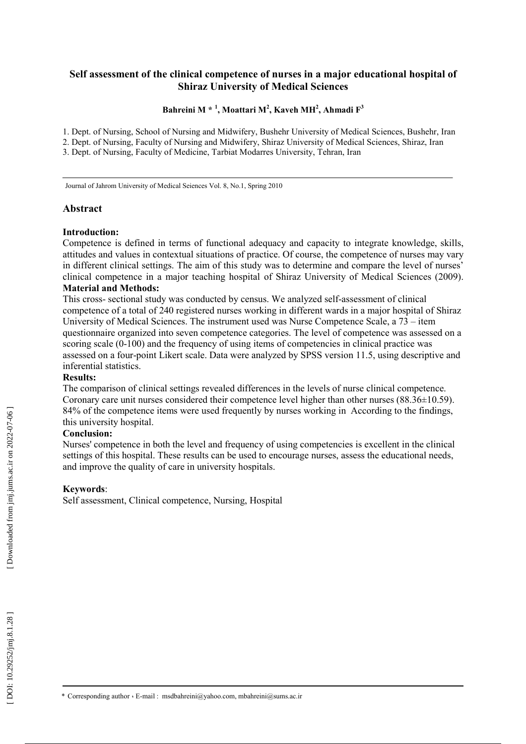# Self assessment of the clinical competence of nurses in a major educational hospital of Shiraz University of Medical Sciences

**Bahreini M * [1], Moattari M[2], Kaveh MH[2], Ahmadi F[3]**

1. Dept. of Nursing, School of Nursing and Midwifery, Bushehr University of Medical Sciences, Bushehr, Iran
2. Dept. of Nursing, Faculty of Nursing and Midwifery, Shiraz University of Medical Sciences, Shiraz, Iran
3. Dept. of Nursing, Faculty of Medicine, Tarbiat Modarres University, Tehran, Iran

Journal of Jahrom University of Medical Seiences Vol. 8, No.1, Spring 2010

## Abstract

**Introduction:**
Competence is defined in terms of functional adequacy and capacity to integrate knowledge, skills, attitudes and values in contextual situations of practice. Of course, the competence of nurses may vary in different clinical settings. The aim of this study was to determine and compare the level of nurses' clinical competence in a major teaching hospital of Shiraz University of Medical Sciences (2009).

**Material and Methods:**
This cross- sectional study was conducted by census. We analyzed self-assessment of clinical competence of a total of 240 registered nurses working in different wards in a major hospital of Shiraz University of Medical Sciences. The instrument used was Nurse Competence Scale, a 73 – item questionnaire organized into seven competence categories. The level of competence was assessed on a scoring scale (0-100) and the frequency of using items of competencies in clinical practice was assessed on a four-point Likert scale. Data were analyzed by SPSS version 11.5, using descriptive and inferential statistics.

**Results:**
The comparison of clinical settings revealed differences in the levels of nurse clinical competence. Coronary care unit nurses considered their competence level higher than other nurses (88.36±10.59). 84% of the competence items were used frequently by nurses working in According to the findings, this university hospital.

**Conclusion:**
Nurses' competence in both the level and frequency of using competencies is excellent in the clinical settings of this hospital. These results can be used to encourage nurses, assess the educational needs, and improve the quality of care in university hospitals.

**Keywords**:
Self assessment, Clinical competence, Nursing, Hospital

\* Corresponding author ، E-mail : msdbahreini@yahoo.com, mbahreini@sums.ac.ir